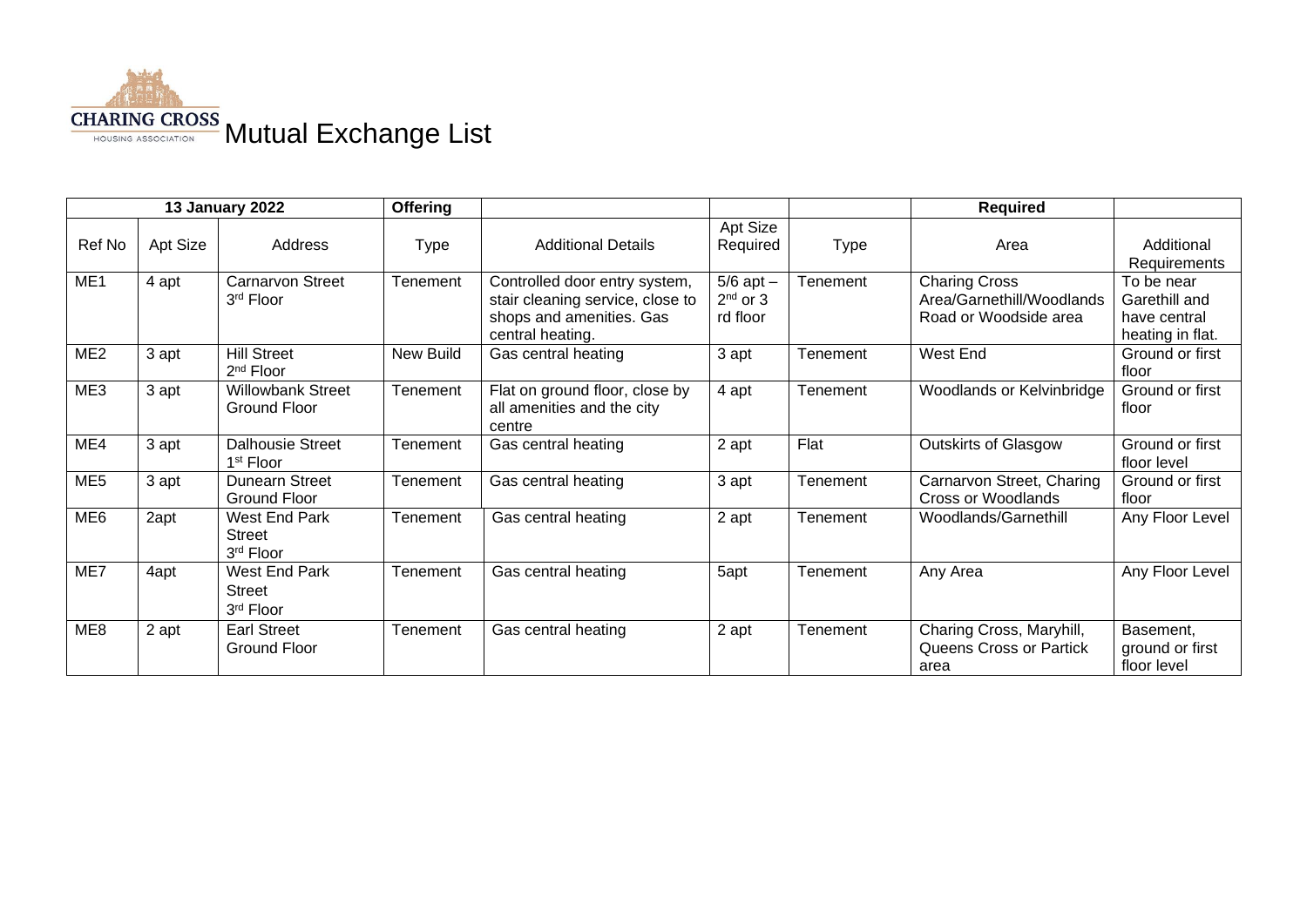CHARING CROSS HOUSING ASSOCIATION

# Mutual Exchange List

| 13 January 2022 | | | Offering | | | | Required | |
|---|---|---|---|---|---|---|---|---|
| Ref No | Apt Size | Address | Type | Additional Details | Apt Size Required | Type | Area | Additional Requirements |
| ME1 | 4 apt | Carnarvon Street 3rd Floor | Tenement | Controlled door entry system, stair cleaning service, close to shops and amenities. Gas central heating. | 5/6 apt – 2nd or 3 rd floor | Tenement | Charing Cross Area/Garnethill/Woodlands Road or Woodside area | To be near Garethill and have central heating in flat. |
| ME2 | 3 apt | Hill Street 2nd Floor | New Build | Gas central heating | 3 apt | Tenement | West End | Ground or first floor |
| ME3 | 3 apt | Willowbank Street Ground Floor | Tenement | Flat on ground floor, close by all amenities and the city centre | 4 apt | Tenement | Woodlands or Kelvinbridge | Ground or first floor |
| ME4 | 3 apt | Dalhousie Street 1st Floor | Tenement | Gas central heating | 2 apt | Flat | Outskirts of Glasgow | Ground or first floor level |
| ME5 | 3 apt | Dunearn Street Ground Floor | Tenement | Gas central heating | 3 apt | Tenement | Carnarvon Street, Charing Cross or Woodlands | Ground or first floor |
| ME6 | 2apt | West End Park Street 3rd Floor | Tenement | Gas central heating | 2 apt | Tenement | Woodlands/Garnethill | Any Floor Level |
| ME7 | 4apt | West End Park Street 3rd Floor | Tenement | Gas central heating | 5apt | Tenement | Any Area | Any Floor Level |
| ME8 | 2 apt | Earl Street Ground Floor | Tenement | Gas central heating | 2 apt | Tenement | Charing Cross, Maryhill, Queens Cross or Partick area | Basement, ground or first floor level |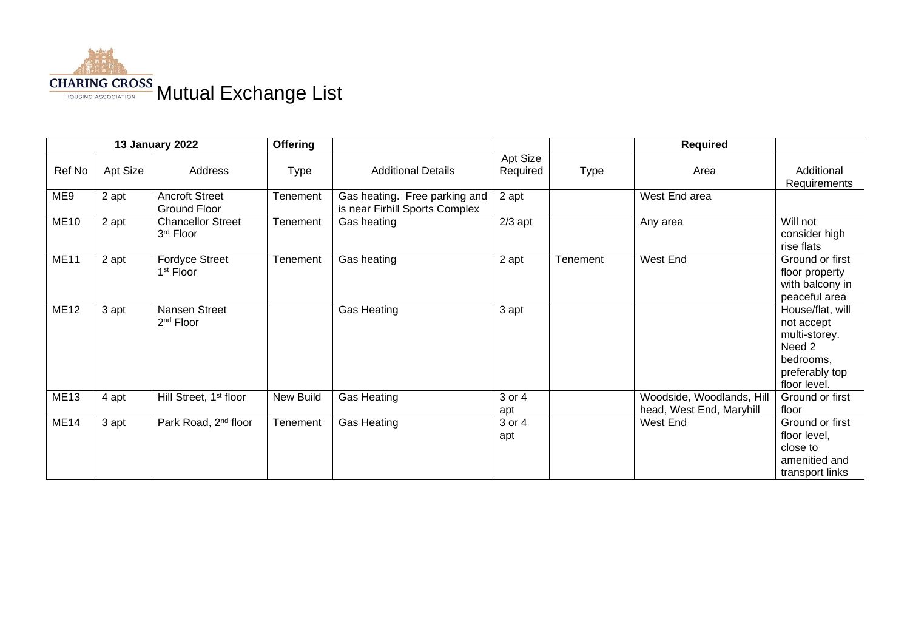CHARING CROSS HOUSING ASSOCIATION

# Mutual Exchange List

| 13 January 2022 | | | Offering | | | | Required | |
|---|---|---|---|---|---|---|---|---|
| Ref No | Apt Size | Address | Type | Additional Details | Apt Size Required | Type | Area | Additional Requirements |
| ME9 | 2 apt | Ancroft Street Ground Floor | Tenement | Gas heating. Free parking and is near Firhill Sports Complex | 2 apt | | West End area | |
| ME10 | 2 apt | Chancellor Street 3rd Floor | Tenement | Gas heating | 2/3 apt | | Any area | Will not consider high rise flats |
| ME11 | 2 apt | Fordyce Street 1st Floor | Tenement | Gas heating | 2 apt | Tenement | West End | Ground or first floor property with balcony in peaceful area |
| ME12 | 3 apt | Nansen Street 2nd Floor | | Gas Heating | 3 apt | | | House/flat, will not accept multi-storey. Need 2 bedrooms, preferably top floor level. |
| ME13 | 4 apt | Hill Street, 1st floor | New Build | Gas Heating | 3 or 4 apt | | Woodside, Woodlands, Hill head, West End, Maryhill | Ground or first floor |
| ME14 | 3 apt | Park Road, 2nd floor | Tenement | Gas Heating | 3 or 4 apt | | West End | Ground or first floor level, close to amenitied and transport links |